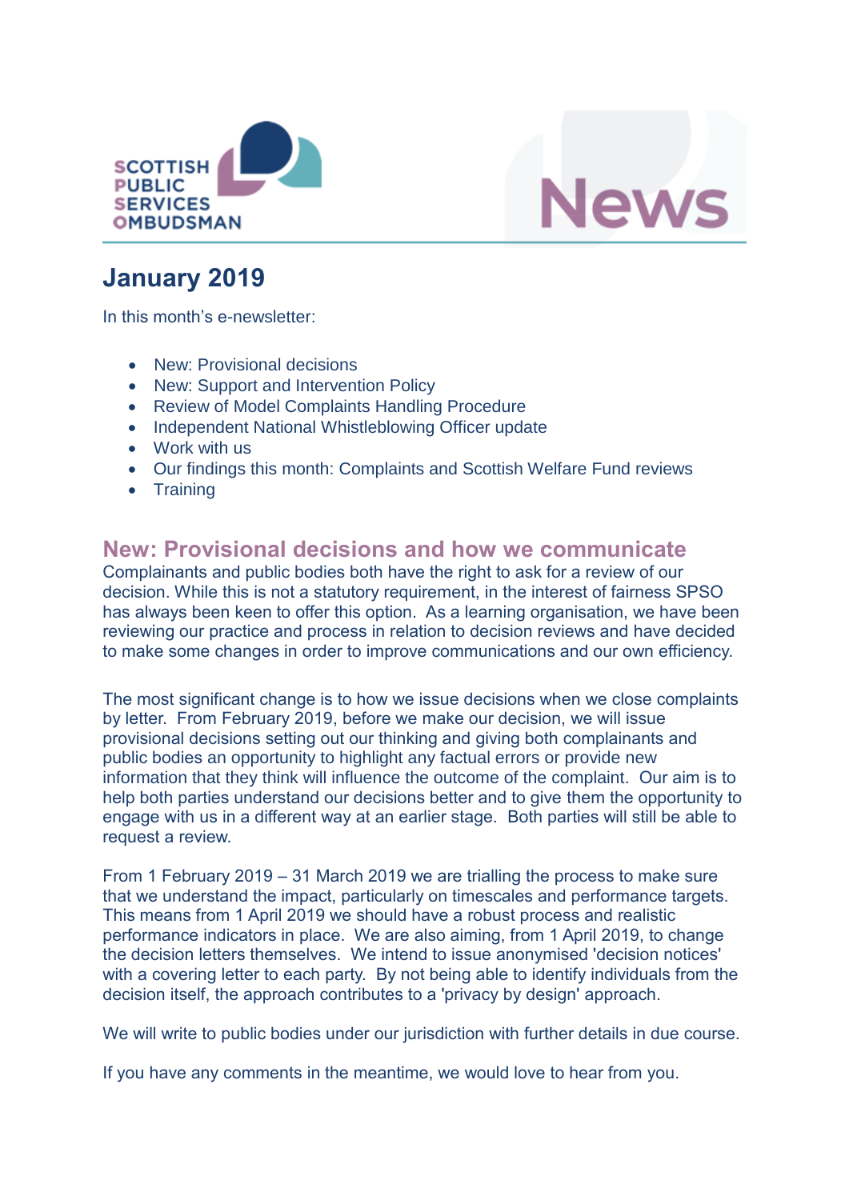SCOTTISH PUBLIC SERVICES OMBUDSMAN

News

# January 2019

In this month's e-newsletter:

- New: Provisional decisions
- New: Support and Intervention Policy
- Review of Model Complaints Handling Procedure
- Independent National Whistleblowing Officer update
- Work with us
- Our findings this month: Complaints and Scottish Welfare Fund reviews
- Training

## New: Provisional decisions and how we communicate

Complainants and public bodies both have the right to ask for a review of our decision. While this is not a statutory requirement, in the interest of fairness SPSO has always been keen to offer this option. As a learning organisation, we have been reviewing our practice and process in relation to decision reviews and have decided to make some changes in order to improve communications and our own efficiency.

The most significant change is to how we issue decisions when we close complaints by letter. From February 2019, before we make our decision, we will issue provisional decisions setting out our thinking and giving both complainants and public bodies an opportunity to highlight any factual errors or provide new information that they think will influence the outcome of the complaint. Our aim is to help both parties understand our decisions better and to give them the opportunity to engage with us in a different way at an earlier stage. Both parties will still be able to request a review.

From 1 February 2019 – 31 March 2019 we are trialling the process to make sure that we understand the impact, particularly on timescales and performance targets. This means from 1 April 2019 we should have a robust process and realistic performance indicators in place. We are also aiming, from 1 April 2019, to change the decision letters themselves. We intend to issue anonymised 'decision notices' with a covering letter to each party. By not being able to identify individuals from the decision itself, the approach contributes to a 'privacy by design' approach.

We will write to public bodies under our jurisdiction with further details in due course.

If you have any comments in the meantime, we would love to hear from you.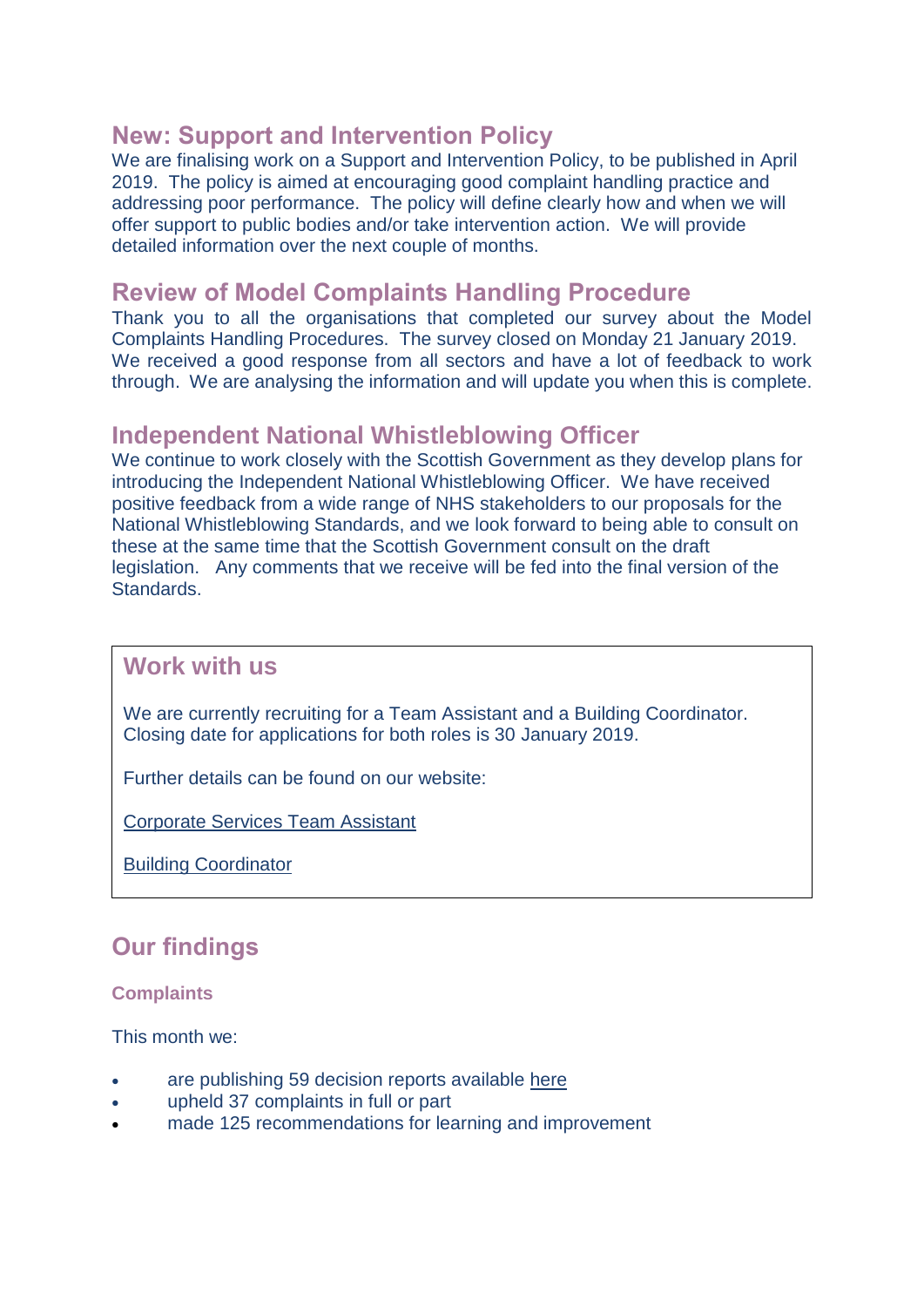## New: Support and Intervention Policy

We are finalising work on a Support and Intervention Policy, to be published in April 2019. The policy is aimed at encouraging good complaint handling practice and addressing poor performance. The policy will define clearly how and when we will offer support to public bodies and/or take intervention action. We will provide detailed information over the next couple of months.

## Review of Model Complaints Handling Procedure

Thank you to all the organisations that completed our survey about the Model Complaints Handling Procedures. The survey closed on Monday 21 January 2019. We received a good response from all sectors and have a lot of feedback to work through. We are analysing the information and will update you when this is complete.

## Independent National Whistleblowing Officer

We continue to work closely with the Scottish Government as they develop plans for introducing the Independent National Whistleblowing Officer. We have received positive feedback from a wide range of NHS stakeholders to our proposals for the National Whistleblowing Standards, and we look forward to being able to consult on these at the same time that the Scottish Government consult on the draft legislation. Any comments that we receive will be fed into the final version of the Standards.

## Work with us

We are currently recruiting for a Team Assistant and a Building Coordinator. Closing date for applications for both roles is 30 January 2019.

Further details can be found on our website:

Corporate Services Team Assistant

Building Coordinator

## Our findings

### Complaints

This month we:

- are publishing 59 decision reports available here
- upheld 37 complaints in full or part
- made 125 recommendations for learning and improvement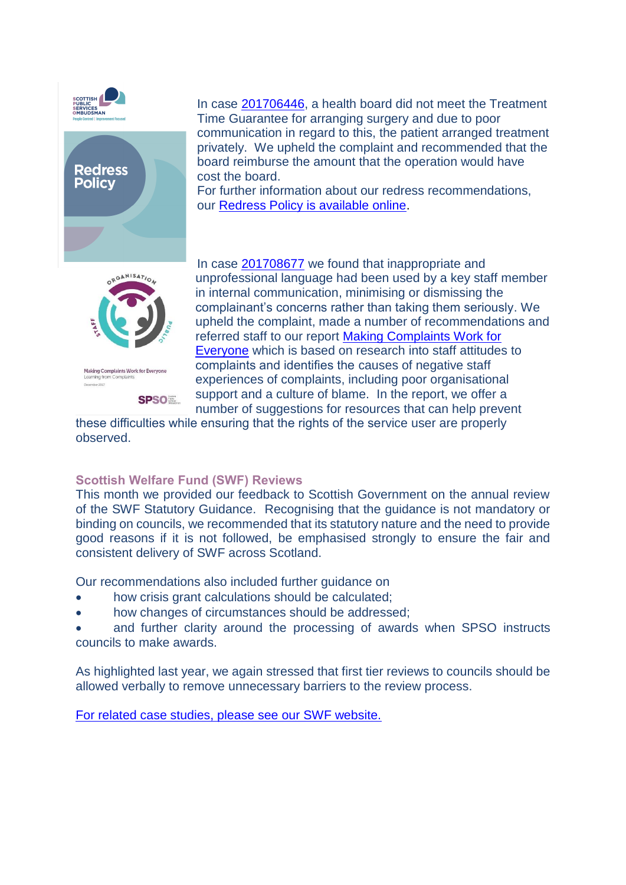In case 201706446, a health board did not meet the Treatment Time Guarantee for arranging surgery and due to poor communication in regard to this, the patient arranged treatment privately. We upheld the complaint and recommended that the board reimburse the amount that the operation would have cost the board.

For further information about our redress recommendations, our Redress Policy is available online.

In case 201708677 we found that inappropriate and unprofessional language had been used by a key staff member in internal communication, minimising or dismissing the complainant's concerns rather than taking them seriously. We upheld the complaint, made a number of recommendations and referred staff to our report Making Complaints Work for Everyone which is based on research into staff attitudes to complaints and identifies the causes of negative staff experiences of complaints, including poor organisational support and a culture of blame. In the report, we offer a number of suggestions for resources that can help prevent these difficulties while ensuring that the rights of the service user are properly observed.

### Scottish Welfare Fund (SWF) Reviews

This month we provided our feedback to Scottish Government on the annual review of the SWF Statutory Guidance. Recognising that the guidance is not mandatory or binding on councils, we recommended that its statutory nature and the need to provide good reasons if it is not followed, be emphasised strongly to ensure the fair and consistent delivery of SWF across Scotland.

Our recommendations also included further guidance on

- how crisis grant calculations should be calculated;
- how changes of circumstances should be addressed;
- and further clarity around the processing of awards when SPSO instructs councils to make awards.

As highlighted last year, we again stressed that first tier reviews to councils should be allowed verbally to remove unnecessary barriers to the review process.

For related case studies, please see our SWF website.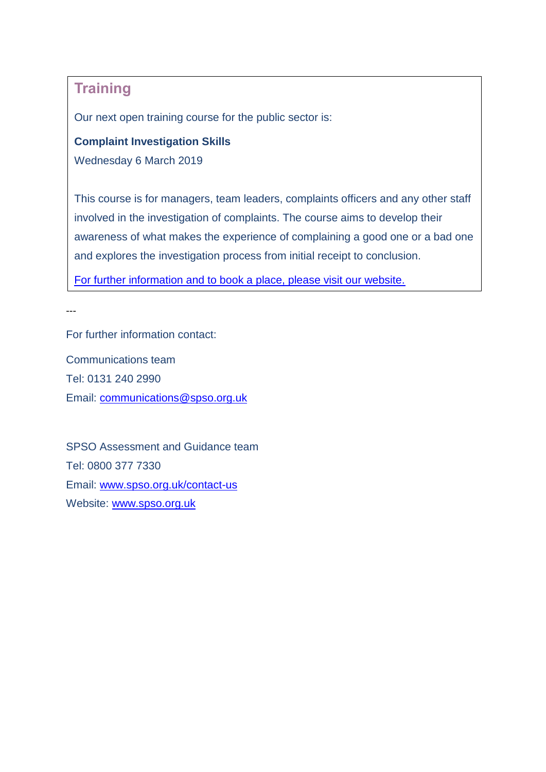## Training

Our next open training course for the public sector is:

**Complaint Investigation Skills**

Wednesday 6 March 2019

This course is for managers, team leaders, complaints officers and any other staff involved in the investigation of complaints. The course aims to develop their awareness of what makes the experience of complaining a good one or a bad one and explores the investigation process from initial receipt to conclusion.

For further information and to book a place, please visit our website.

---

For further information contact:

Communications team
Tel: 0131 240 2990
Email: communications@spso.org.uk

SPSO Assessment and Guidance team
Tel: 0800 377 7330
Email: www.spso.org.uk/contact-us
Website: www.spso.org.uk